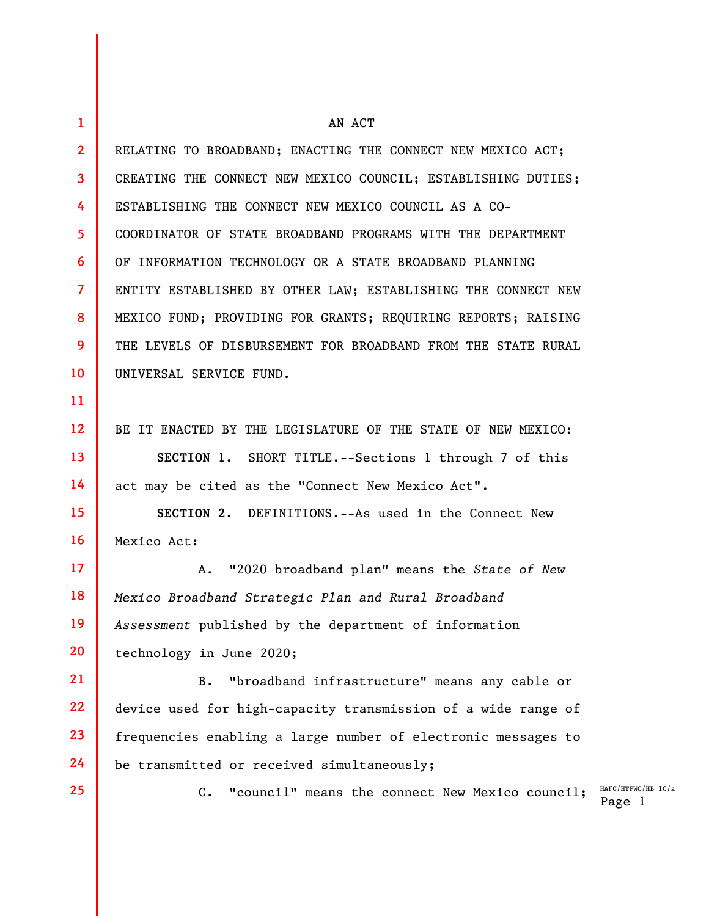AN ACT

RELATING TO BROADBAND; ENACTING THE CONNECT NEW MEXICO ACT; CREATING THE CONNECT NEW MEXICO COUNCIL; ESTABLISHING DUTIES; ESTABLISHING THE CONNECT NEW MEXICO COUNCIL AS A CO-COORDINATOR OF STATE BROADBAND PROGRAMS WITH THE DEPARTMENT OF INFORMATION TECHNOLOGY OR A STATE BROADBAND PLANNING ENTITY ESTABLISHED BY OTHER LAW; ESTABLISHING THE CONNECT NEW MEXICO FUND; PROVIDING FOR GRANTS; REQUIRING REPORTS; RAISING THE LEVELS OF DISBURSEMENT FOR BROADBAND FROM THE STATE RURAL UNIVERSAL SERVICE FUND.

BE IT ENACTED BY THE LEGISLATURE OF THE STATE OF NEW MEXICO:

**SECTION 1.** SHORT TITLE.--Sections 1 through 7 of this act may be cited as the "Connect New Mexico Act".

**SECTION 2.** DEFINITIONS.--As used in the Connect New Mexico Act:

A. "2020 broadband plan" means the *State of New Mexico Broadband Strategic Plan and Rural Broadband Assessment* published by the department of information technology in June 2020;

B. "broadband infrastructure" means any cable or device used for high-capacity transmission of a wide range of frequencies enabling a large number of electronic messages to be transmitted or received simultaneously;

C. "council" means the connect New Mexico council;

HAFC/HTPWC/HB 10/a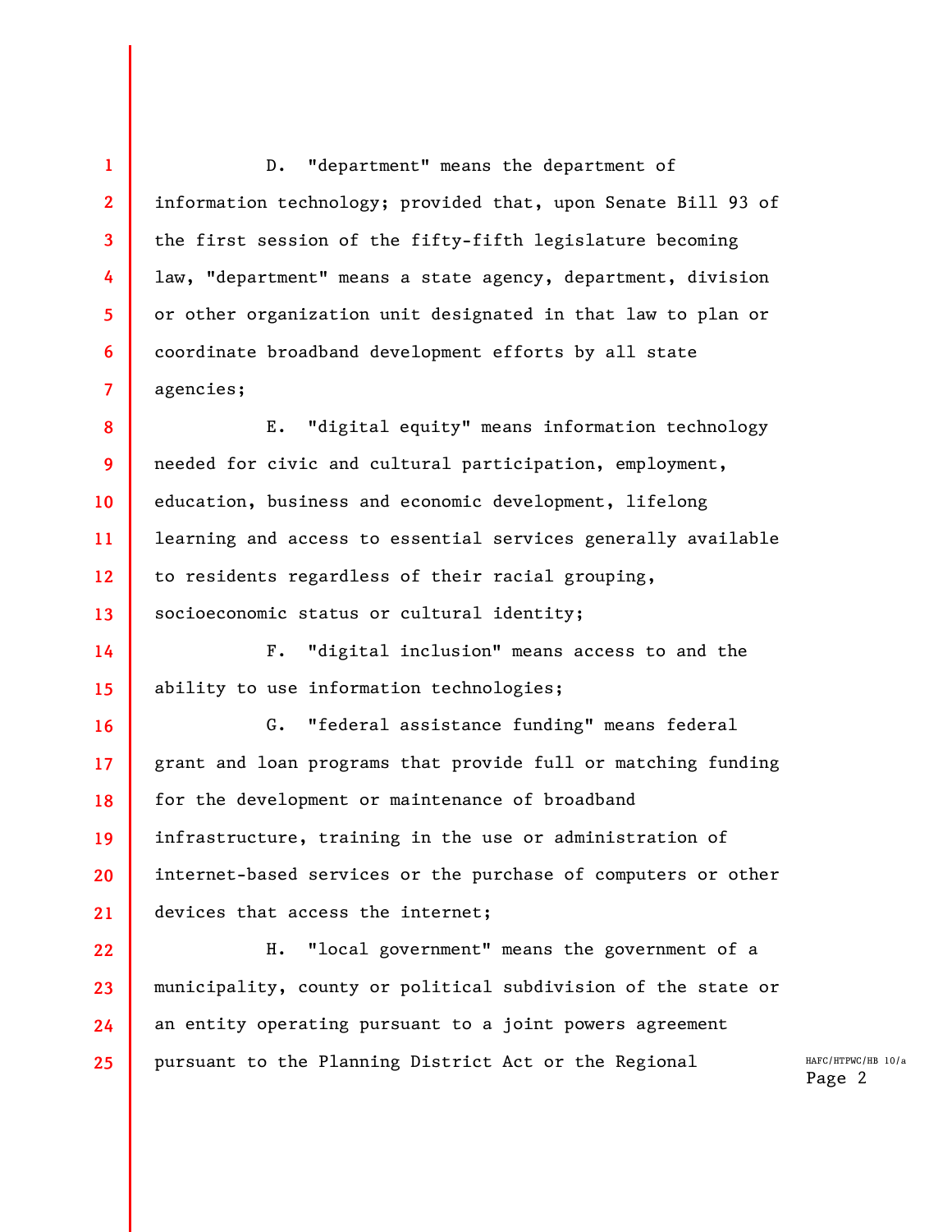D. "department" means the department of information technology; provided that, upon Senate Bill 93 of the first session of the fifty-fifth legislature becoming law, "department" means a state agency, department, division or other organization unit designated in that law to plan or coordinate broadband development efforts by all state agencies;

E. "digital equity" means information technology needed for civic and cultural participation, employment, education, business and economic development, lifelong learning and access to essential services generally available to residents regardless of their racial grouping, socioeconomic status or cultural identity;

F. "digital inclusion" means access to and the ability to use information technologies;

G. "federal assistance funding" means federal grant and loan programs that provide full or matching funding for the development or maintenance of broadband infrastructure, training in the use or administration of internet-based services or the purchase of computers or other devices that access the internet;

H. "local government" means the government of a municipality, county or political subdivision of the state or an entity operating pursuant to a joint powers agreement pursuant to the Planning District Act or the Regional

HAFC/HTPWC/HB 10/a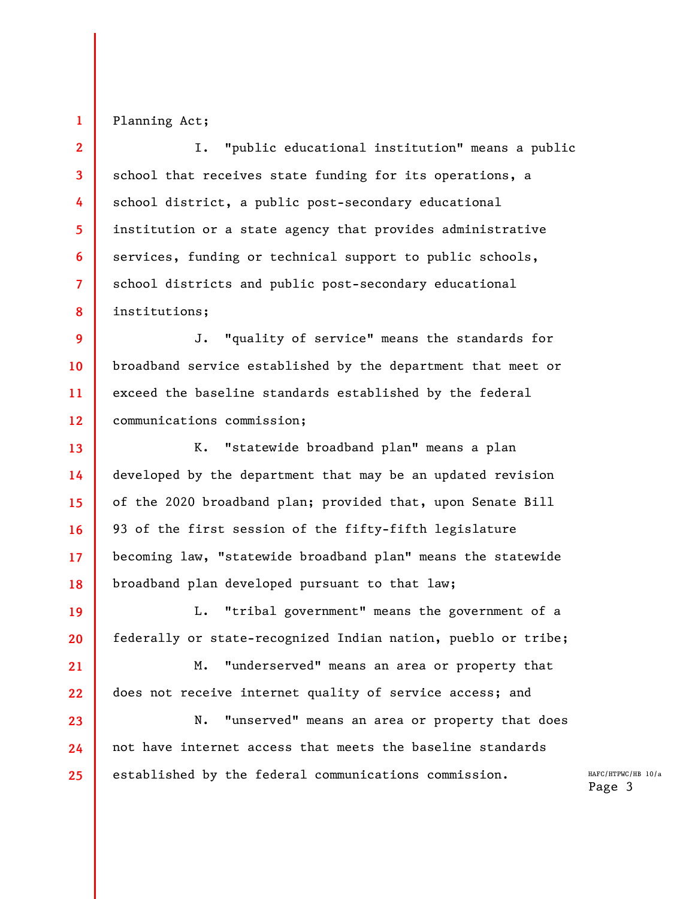Planning Act;

I. "public educational institution" means a public school that receives state funding for its operations, a school district, a public post-secondary educational institution or a state agency that provides administrative services, funding or technical support to public schools, school districts and public post-secondary educational institutions;

J. "quality of service" means the standards for broadband service established by the department that meet or exceed the baseline standards established by the federal communications commission;

K. "statewide broadband plan" means a plan developed by the department that may be an updated revision of the 2020 broadband plan; provided that, upon Senate Bill 93 of the first session of the fifty-fifth legislature becoming law, "statewide broadband plan" means the statewide broadband plan developed pursuant to that law;

L. "tribal government" means the government of a federally or state-recognized Indian nation, pueblo or tribe;

M. "underserved" means an area or property that does not receive internet quality of service access; and

N. "unserved" means an area or property that does not have internet access that meets the baseline standards established by the federal communications commission.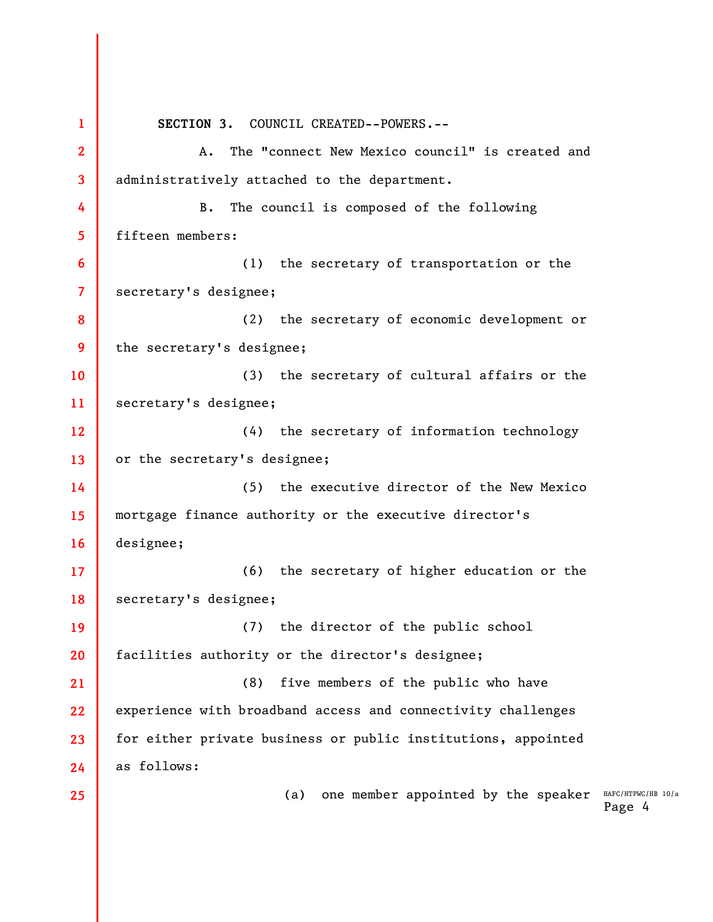**SECTION 3.** COUNCIL CREATED--POWERS.--

A. The "connect New Mexico council" is created and administratively attached to the department.

B. The council is composed of the following fifteen members:

(1) the secretary of transportation or the secretary's designee;

(2) the secretary of economic development or the secretary's designee;

(3) the secretary of cultural affairs or the secretary's designee;

(4) the secretary of information technology or the secretary's designee;

(5) the executive director of the New Mexico mortgage finance authority or the executive director's designee;

(6) the secretary of higher education or the secretary's designee;

(7) the director of the public school facilities authority or the director's designee;

(8) five members of the public who have experience with broadband access and connectivity challenges for either private business or public institutions, appointed as follows:

(a) one member appointed by the speaker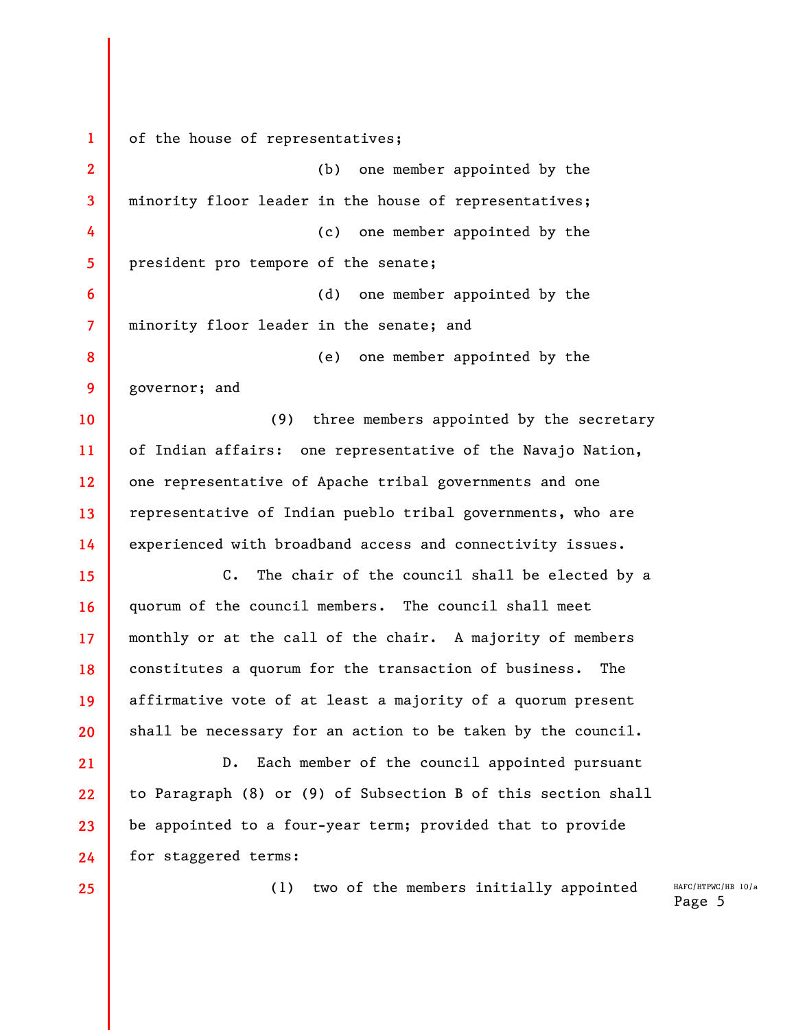of the house of representatives;

(b) one member appointed by the minority floor leader in the house of representatives;

(c) one member appointed by the president pro tempore of the senate;

(d) one member appointed by the minority floor leader in the senate; and

(e) one member appointed by the governor; and

(9) three members appointed by the secretary of Indian affairs: one representative of the Navajo Nation, one representative of Apache tribal governments and one representative of Indian pueblo tribal governments, who are experienced with broadband access and connectivity issues.

C. The chair of the council shall be elected by a quorum of the council members. The council shall meet monthly or at the call of the chair. A majority of members constitutes a quorum for the transaction of business. The affirmative vote of at least a majority of a quorum present shall be necessary for an action to be taken by the council.

D. Each member of the council appointed pursuant to Paragraph (8) or (9) of Subsection B of this section shall be appointed to a four-year term; provided that to provide for staggered terms:

(1) two of the members initially appointed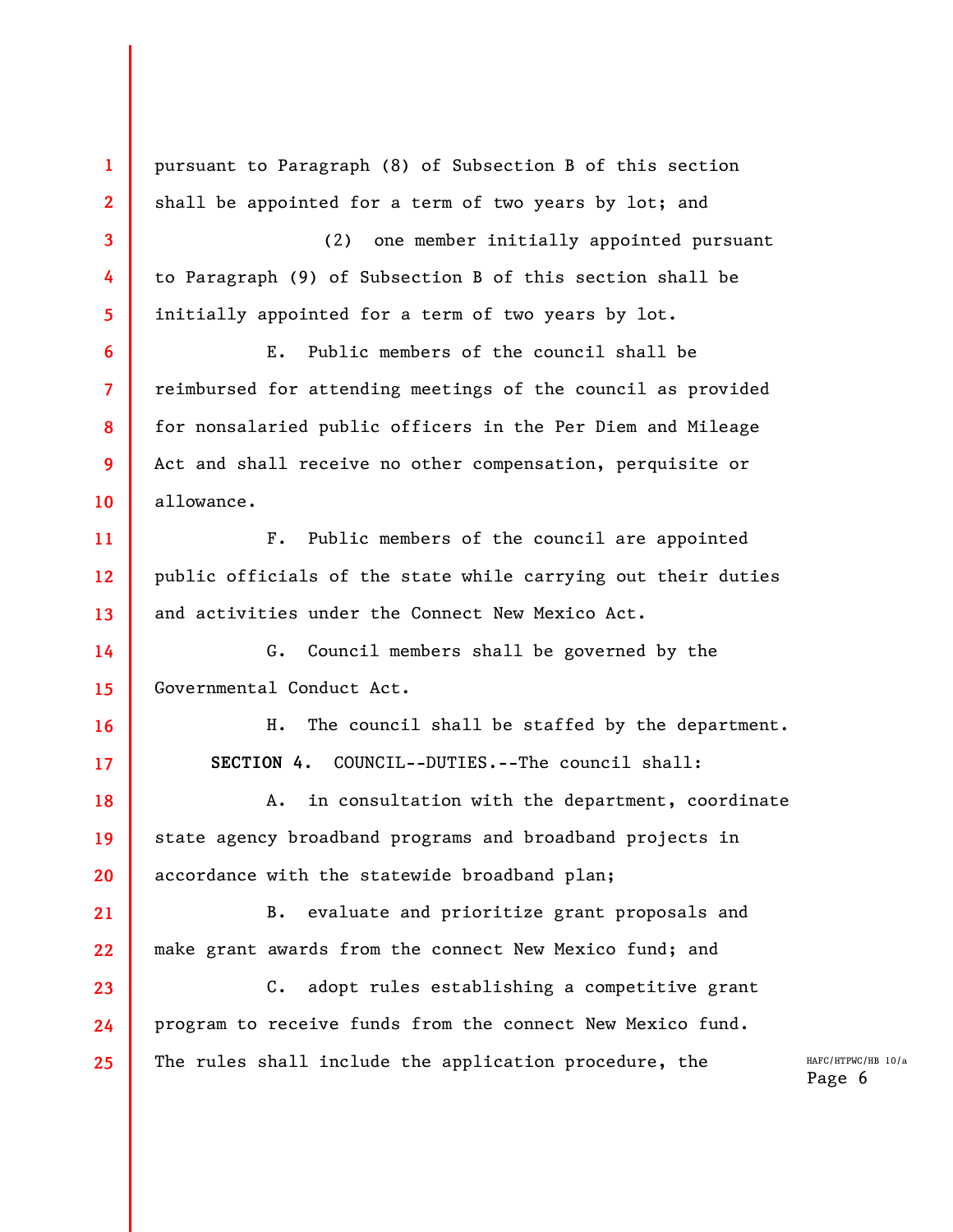pursuant to Paragraph (8) of Subsection B of this section shall be appointed for a term of two years by lot; and

(2) one member initially appointed pursuant to Paragraph (9) of Subsection B of this section shall be initially appointed for a term of two years by lot.

E. Public members of the council shall be reimbursed for attending meetings of the council as provided for nonsalaried public officers in the Per Diem and Mileage Act and shall receive no other compensation, perquisite or allowance.

F. Public members of the council are appointed public officials of the state while carrying out their duties and activities under the Connect New Mexico Act.

G. Council members shall be governed by the Governmental Conduct Act.

H. The council shall be staffed by the department.

**SECTION 4.** COUNCIL--DUTIES.--The council shall:

A. in consultation with the department, coordinate state agency broadband programs and broadband projects in accordance with the statewide broadband plan;

B. evaluate and prioritize grant proposals and make grant awards from the connect New Mexico fund; and

C. adopt rules establishing a competitive grant program to receive funds from the connect New Mexico fund. The rules shall include the application procedure, the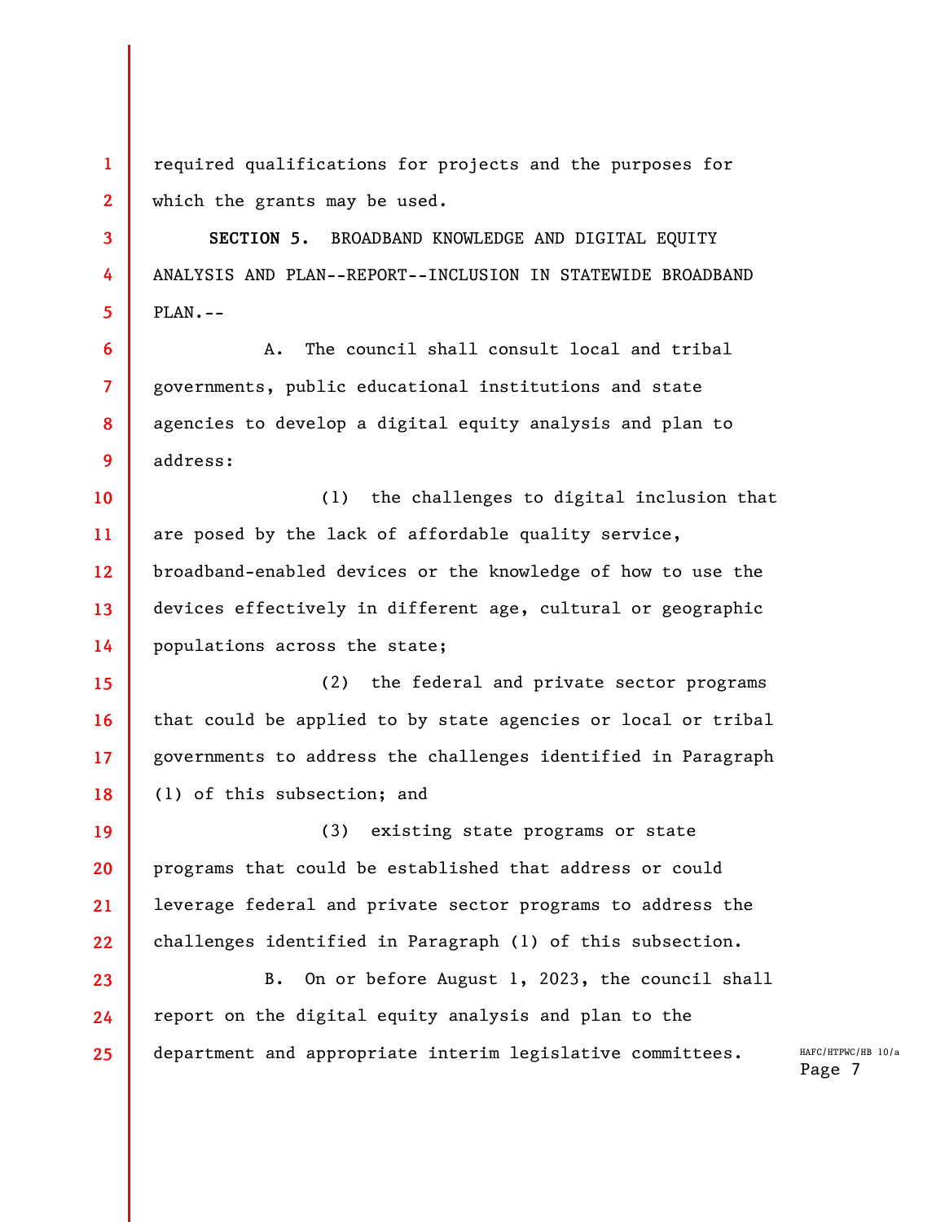required qualifications for projects and the purposes for which the grants may be used.

**SECTION 5.** BROADBAND KNOWLEDGE AND DIGITAL EQUITY ANALYSIS AND PLAN--REPORT--INCLUSION IN STATEWIDE BROADBAND PLAN.--

A. The council shall consult local and tribal governments, public educational institutions and state agencies to develop a digital equity analysis and plan to address:

(1) the challenges to digital inclusion that are posed by the lack of affordable quality service, broadband-enabled devices or the knowledge of how to use the devices effectively in different age, cultural or geographic populations across the state;

(2) the federal and private sector programs that could be applied to by state agencies or local or tribal governments to address the challenges identified in Paragraph (1) of this subsection; and

(3) existing state programs or state programs that could be established that address or could leverage federal and private sector programs to address the challenges identified in Paragraph (1) of this subsection.

B. On or before August 1, 2023, the council shall report on the digital equity analysis and plan to the department and appropriate interim legislative committees.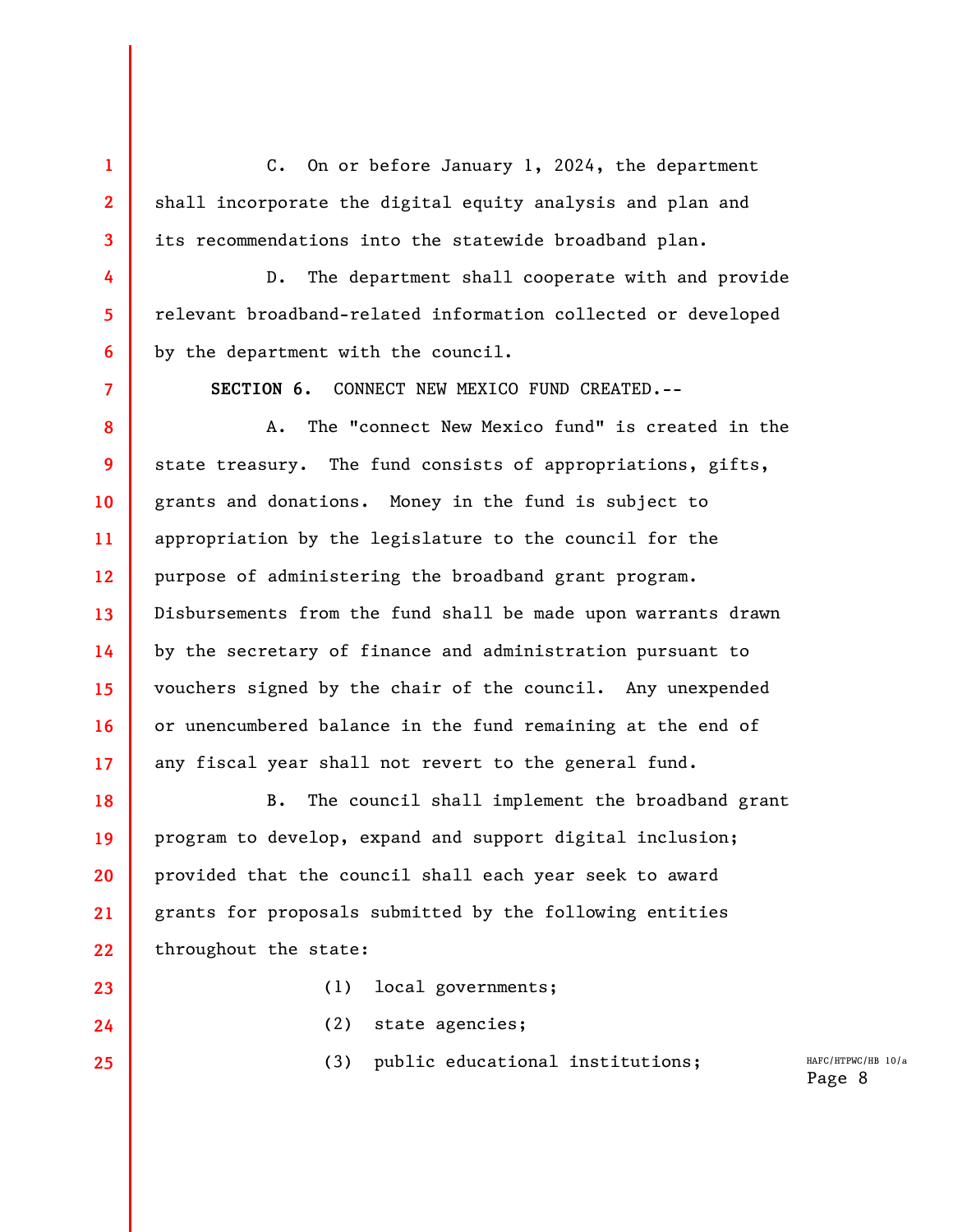C. On or before January 1, 2024, the department shall incorporate the digital equity analysis and plan and its recommendations into the statewide broadband plan.

D. The department shall cooperate with and provide relevant broadband-related information collected or developed by the department with the council.

**SECTION 6.** CONNECT NEW MEXICO FUND CREATED.--

A. The "connect New Mexico fund" is created in the state treasury. The fund consists of appropriations, gifts, grants and donations. Money in the fund is subject to appropriation by the legislature to the council for the purpose of administering the broadband grant program. Disbursements from the fund shall be made upon warrants drawn by the secretary of finance and administration pursuant to vouchers signed by the chair of the council. Any unexpended or unencumbered balance in the fund remaining at the end of any fiscal year shall not revert to the general fund.

B. The council shall implement the broadband grant program to develop, expand and support digital inclusion; provided that the council shall each year seek to award grants for proposals submitted by the following entities throughout the state:

(1) local governments;

(2) state agencies;

(3) public educational institutions;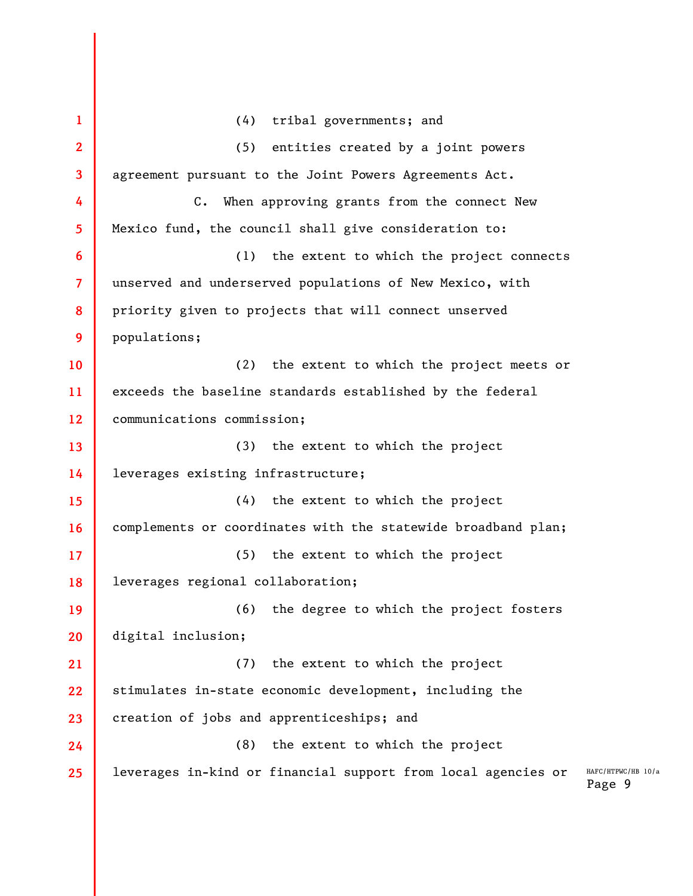(4) tribal governments; and

(5) entities created by a joint powers agreement pursuant to the Joint Powers Agreements Act.

C. When approving grants from the connect New Mexico fund, the council shall give consideration to:

(1) the extent to which the project connects unserved and underserved populations of New Mexico, with priority given to projects that will connect unserved populations;

(2) the extent to which the project meets or exceeds the baseline standards established by the federal communications commission;

(3) the extent to which the project leverages existing infrastructure;

(4) the extent to which the project complements or coordinates with the statewide broadband plan;

(5) the extent to which the project leverages regional collaboration;

(6) the degree to which the project fosters digital inclusion;

(7) the extent to which the project stimulates in-state economic development, including the creation of jobs and apprenticeships; and

(8) the extent to which the project leverages in-kind or financial support from local agencies or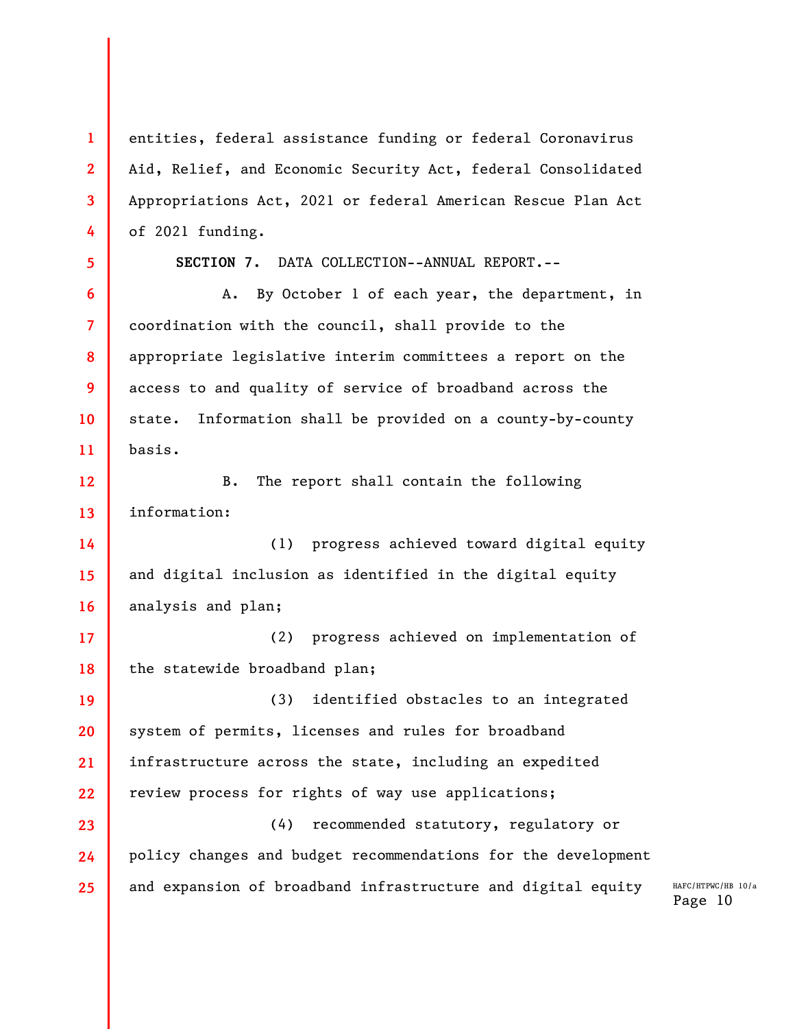entities, federal assistance funding or federal Coronavirus Aid, Relief, and Economic Security Act, federal Consolidated Appropriations Act, 2021 or federal American Rescue Plan Act of 2021 funding.

**SECTION 7.** DATA COLLECTION--ANNUAL REPORT.--

A. By October 1 of each year, the department, in coordination with the council, shall provide to the appropriate legislative interim committees a report on the access to and quality of service of broadband across the state. Information shall be provided on a county-by-county basis.

B. The report shall contain the following information:

(1) progress achieved toward digital equity and digital inclusion as identified in the digital equity analysis and plan;

(2) progress achieved on implementation of the statewide broadband plan;

(3) identified obstacles to an integrated system of permits, licenses and rules for broadband infrastructure across the state, including an expedited review process for rights of way use applications;

(4) recommended statutory, regulatory or policy changes and budget recommendations for the development and expansion of broadband infrastructure and digital equity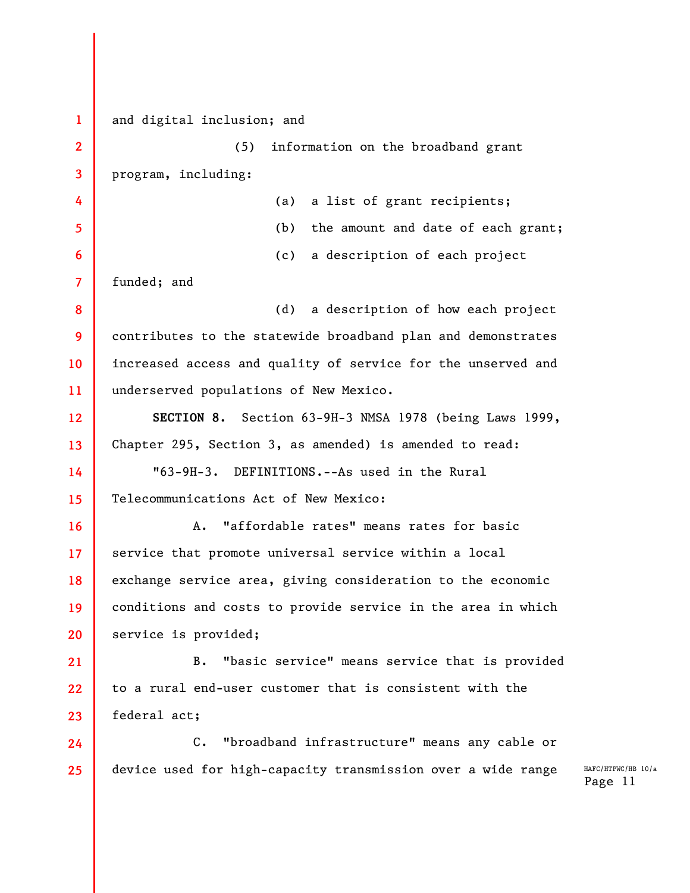and digital inclusion; and

(5) information on the broadband grant program, including:

(a) a list of grant recipients;

(b) the amount and date of each grant;

(c) a description of each project funded; and

(d) a description of how each project contributes to the statewide broadband plan and demonstrates increased access and quality of service for the unserved and underserved populations of New Mexico.

**SECTION 8.** Section 63-9H-3 NMSA 1978 (being Laws 1999, Chapter 295, Section 3, as amended) is amended to read:

"63-9H-3. DEFINITIONS.--As used in the Rural Telecommunications Act of New Mexico:

A. "affordable rates" means rates for basic service that promote universal service within a local exchange service area, giving consideration to the economic conditions and costs to provide service in the area in which service is provided;

B. "basic service" means service that is provided to a rural end-user customer that is consistent with the federal act;

C. "broadband infrastructure" means any cable or device used for high-capacity transmission over a wide range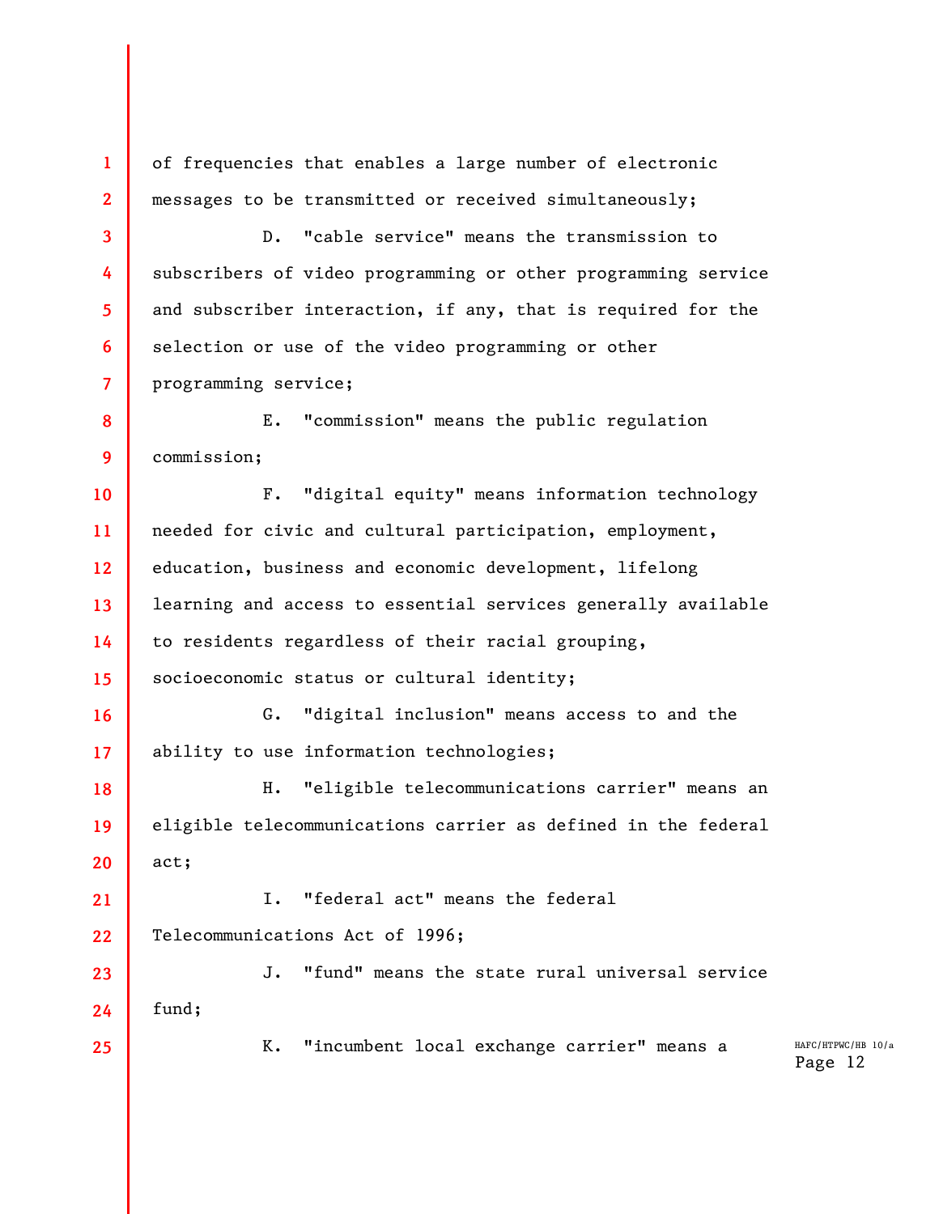of frequencies that enables a large number of electronic messages to be transmitted or received simultaneously;

D. "cable service" means the transmission to subscribers of video programming or other programming service and subscriber interaction, if any, that is required for the selection or use of the video programming or other programming service;

E. "commission" means the public regulation commission;

F. "digital equity" means information technology needed for civic and cultural participation, employment, education, business and economic development, lifelong learning and access to essential services generally available to residents regardless of their racial grouping, socioeconomic status or cultural identity;

G. "digital inclusion" means access to and the ability to use information technologies;

H. "eligible telecommunications carrier" means an eligible telecommunications carrier as defined in the federal act;

I. "federal act" means the federal Telecommunications Act of 1996;

J. "fund" means the state rural universal service fund;

K. "incumbent local exchange carrier" means a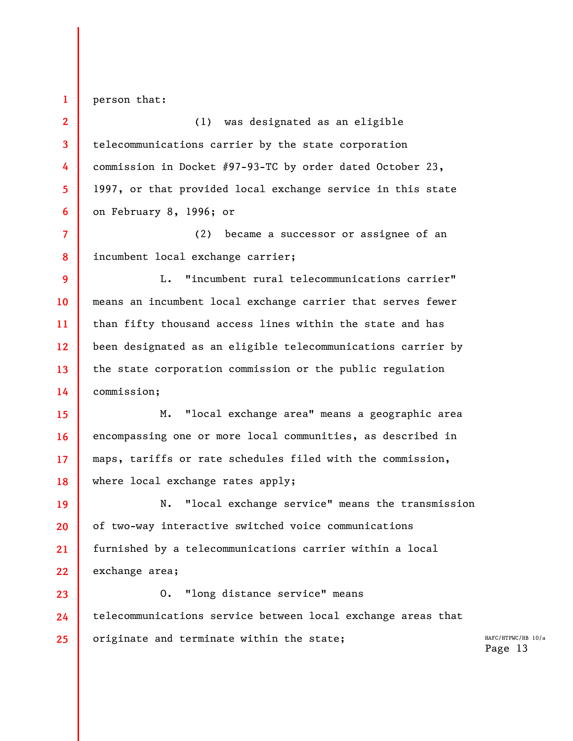person that:

(1) was designated as an eligible telecommunications carrier by the state corporation commission in Docket #97-93-TC by order dated October 23, 1997, or that provided local exchange service in this state on February 8, 1996; or

(2) became a successor or assignee of an incumbent local exchange carrier;

L. "incumbent rural telecommunications carrier" means an incumbent local exchange carrier that serves fewer than fifty thousand access lines within the state and has been designated as an eligible telecommunications carrier by the state corporation commission or the public regulation commission;

M. "local exchange area" means a geographic area encompassing one or more local communities, as described in maps, tariffs or rate schedules filed with the commission, where local exchange rates apply;

N. "local exchange service" means the transmission of two-way interactive switched voice communications furnished by a telecommunications carrier within a local exchange area;

O. "long distance service" means telecommunications service between local exchange areas that originate and terminate within the state;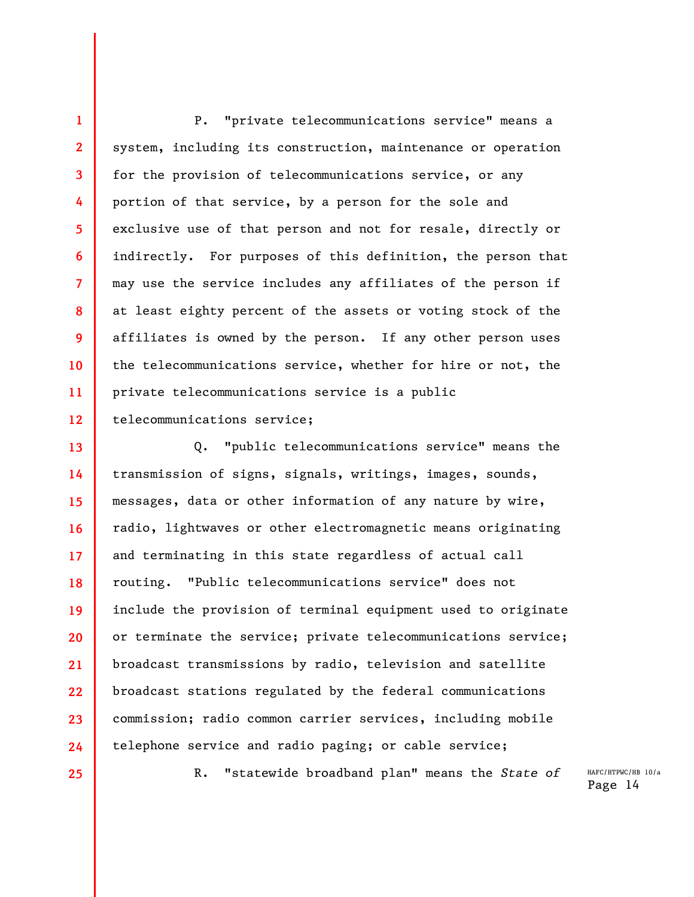P. "private telecommunications service" means a system, including its construction, maintenance or operation for the provision of telecommunications service, or any portion of that service, by a person for the sole and exclusive use of that person and not for resale, directly or indirectly. For purposes of this definition, the person that may use the service includes any affiliates of the person if at least eighty percent of the assets or voting stock of the affiliates is owned by the person. If any other person uses the telecommunications service, whether for hire or not, the private telecommunications service is a public telecommunications service;

Q. "public telecommunications service" means the transmission of signs, signals, writings, images, sounds, messages, data or other information of any nature by wire, radio, lightwaves or other electromagnetic means originating and terminating in this state regardless of actual call routing. "Public telecommunications service" does not include the provision of terminal equipment used to originate or terminate the service; private telecommunications service; broadcast transmissions by radio, television and satellite broadcast stations regulated by the federal communications commission; radio common carrier services, including mobile telephone service and radio paging; or cable service;

R. "statewide broadband plan" means the *State of*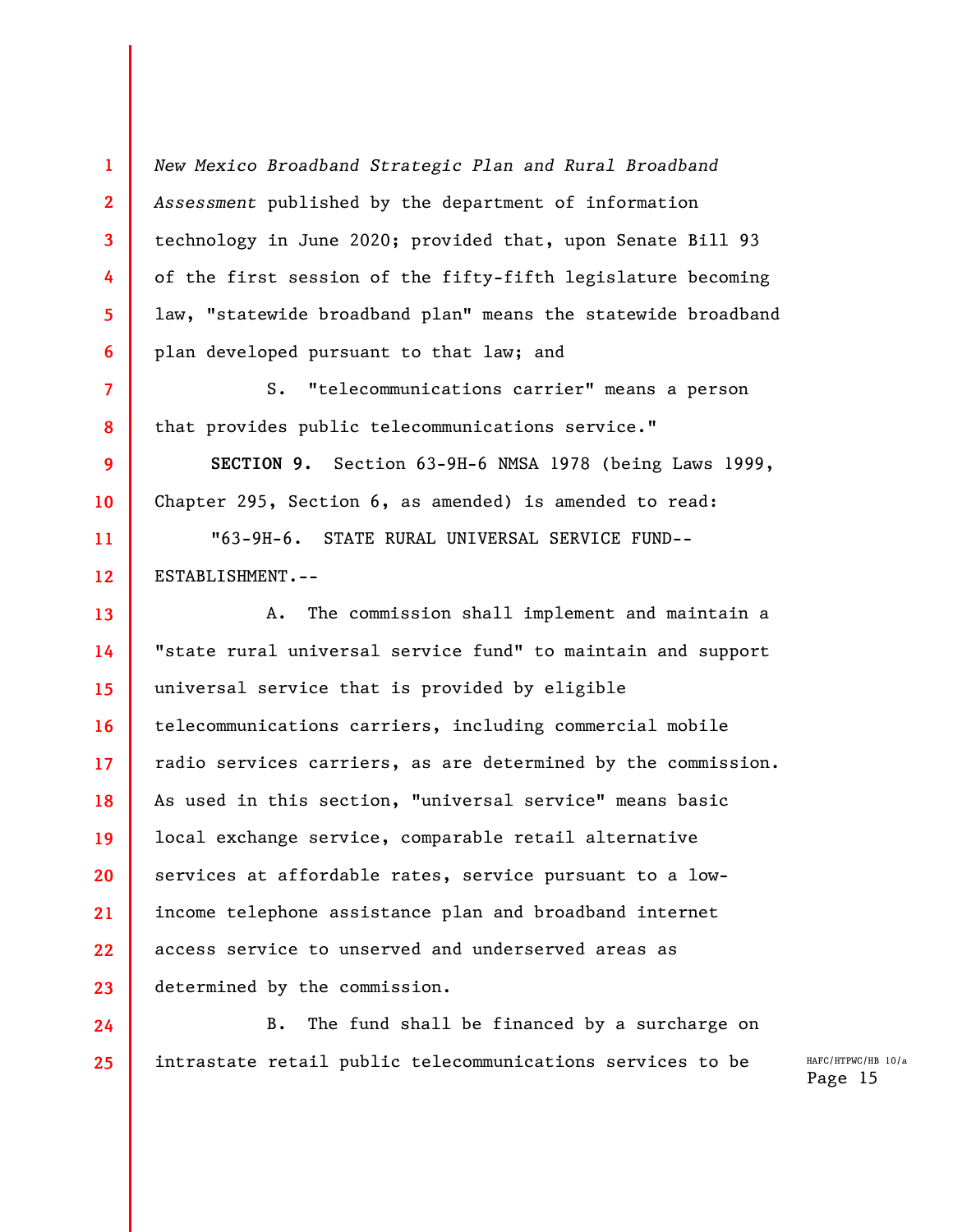*New Mexico Broadband Strategic Plan and Rural Broadband Assessment* published by the department of information technology in June 2020; provided that, upon Senate Bill 93 of the first session of the fifty-fifth legislature becoming law, "statewide broadband plan" means the statewide broadband plan developed pursuant to that law; and

S. "telecommunications carrier" means a person that provides public telecommunications service."

**SECTION 9.** Section 63-9H-6 NMSA 1978 (being Laws 1999, Chapter 295, Section 6, as amended) is amended to read:

"63-9H-6. STATE RURAL UNIVERSAL SERVICE FUND--ESTABLISHMENT.--

A. The commission shall implement and maintain a "state rural universal service fund" to maintain and support universal service that is provided by eligible telecommunications carriers, including commercial mobile radio services carriers, as are determined by the commission. As used in this section, "universal service" means basic local exchange service, comparable retail alternative services at affordable rates, service pursuant to a low-income telephone assistance plan and broadband internet access service to unserved and underserved areas as determined by the commission.

B. The fund shall be financed by a surcharge on intrastate retail public telecommunications services to be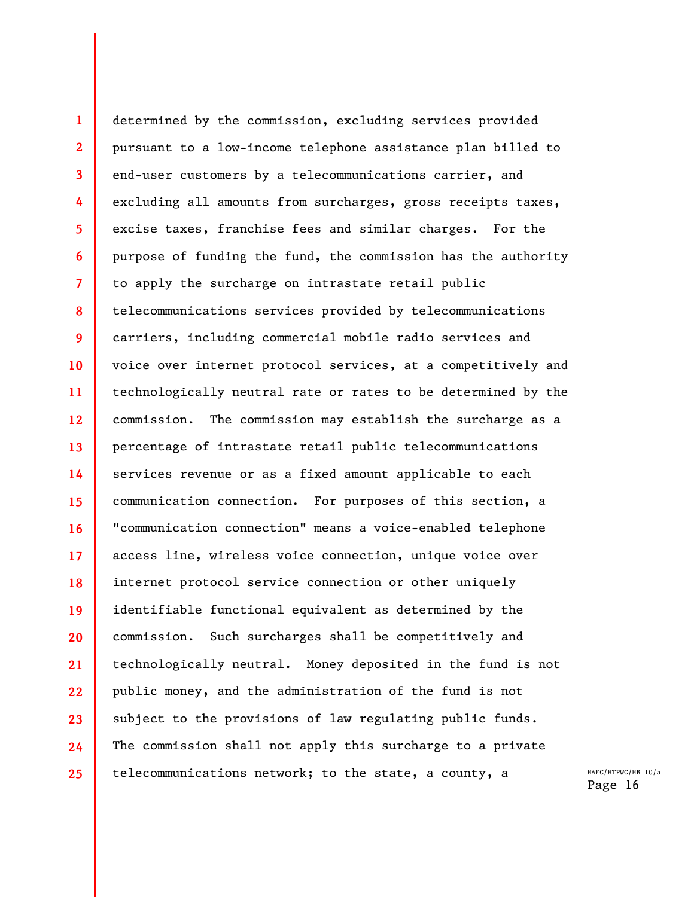determined by the commission, excluding services provided pursuant to a low-income telephone assistance plan billed to end-user customers by a telecommunications carrier, and excluding all amounts from surcharges, gross receipts taxes, excise taxes, franchise fees and similar charges. For the purpose of funding the fund, the commission has the authority to apply the surcharge on intrastate retail public telecommunications services provided by telecommunications carriers, including commercial mobile radio services and voice over internet protocol services, at a competitively and technologically neutral rate or rates to be determined by the commission. The commission may establish the surcharge as a percentage of intrastate retail public telecommunications services revenue or as a fixed amount applicable to each communication connection. For purposes of this section, a "communication connection" means a voice-enabled telephone access line, wireless voice connection, unique voice over internet protocol service connection or other uniquely identifiable functional equivalent as determined by the commission. Such surcharges shall be competitively and technologically neutral. Money deposited in the fund is not public money, and the administration of the fund is not subject to the provisions of law regulating public funds. The commission shall not apply this surcharge to a private telecommunications network; to the state, a county, a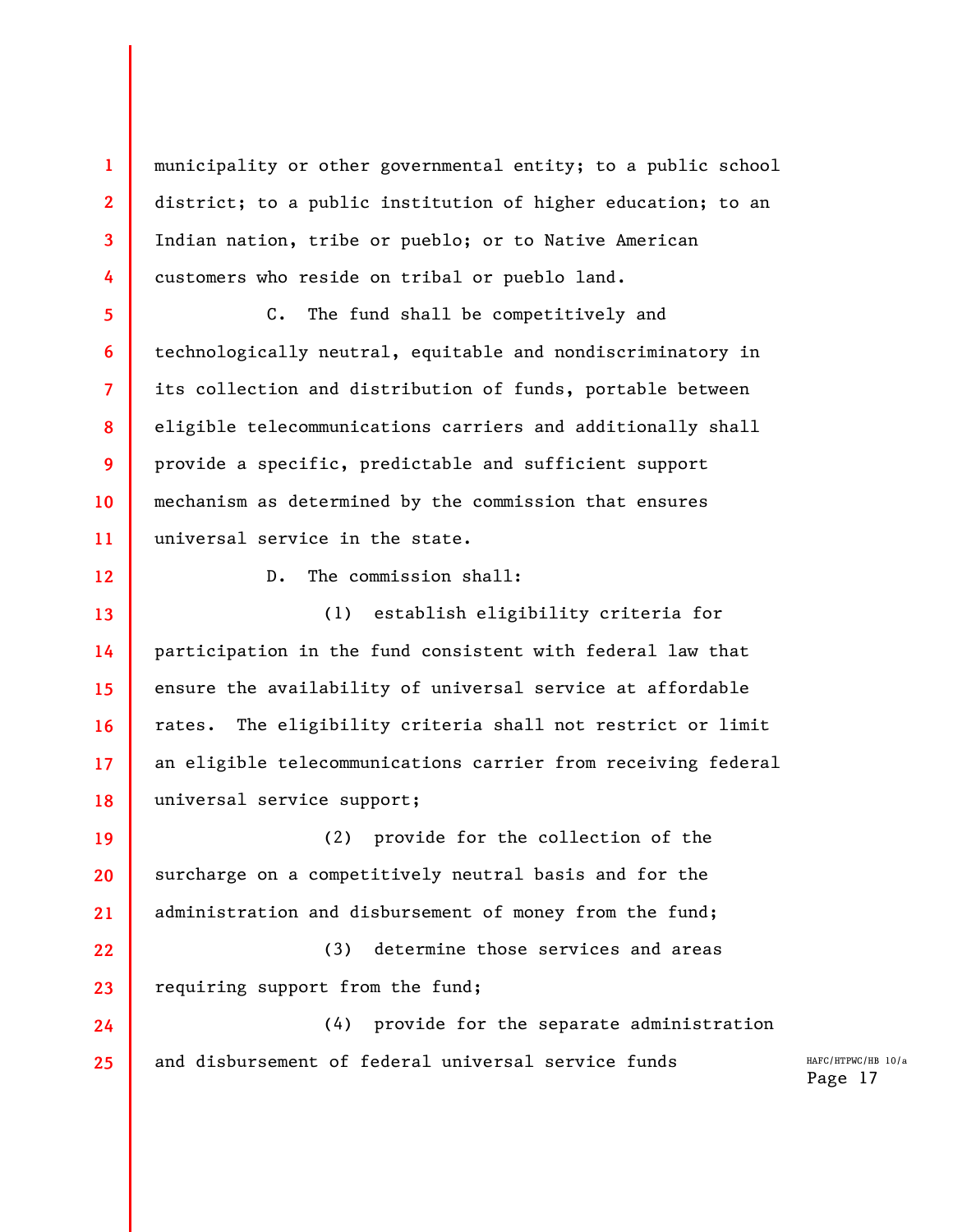municipality or other governmental entity; to a public school district; to a public institution of higher education; to an Indian nation, tribe or pueblo; or to Native American customers who reside on tribal or pueblo land.

C. The fund shall be competitively and technologically neutral, equitable and nondiscriminatory in its collection and distribution of funds, portable between eligible telecommunications carriers and additionally shall provide a specific, predictable and sufficient support mechanism as determined by the commission that ensures universal service in the state.

D. The commission shall:

(1) establish eligibility criteria for participation in the fund consistent with federal law that ensure the availability of universal service at affordable rates. The eligibility criteria shall not restrict or limit an eligible telecommunications carrier from receiving federal universal service support;

(2) provide for the collection of the surcharge on a competitively neutral basis and for the administration and disbursement of money from the fund;

(3) determine those services and areas requiring support from the fund;

(4) provide for the separate administration and disbursement of federal universal service funds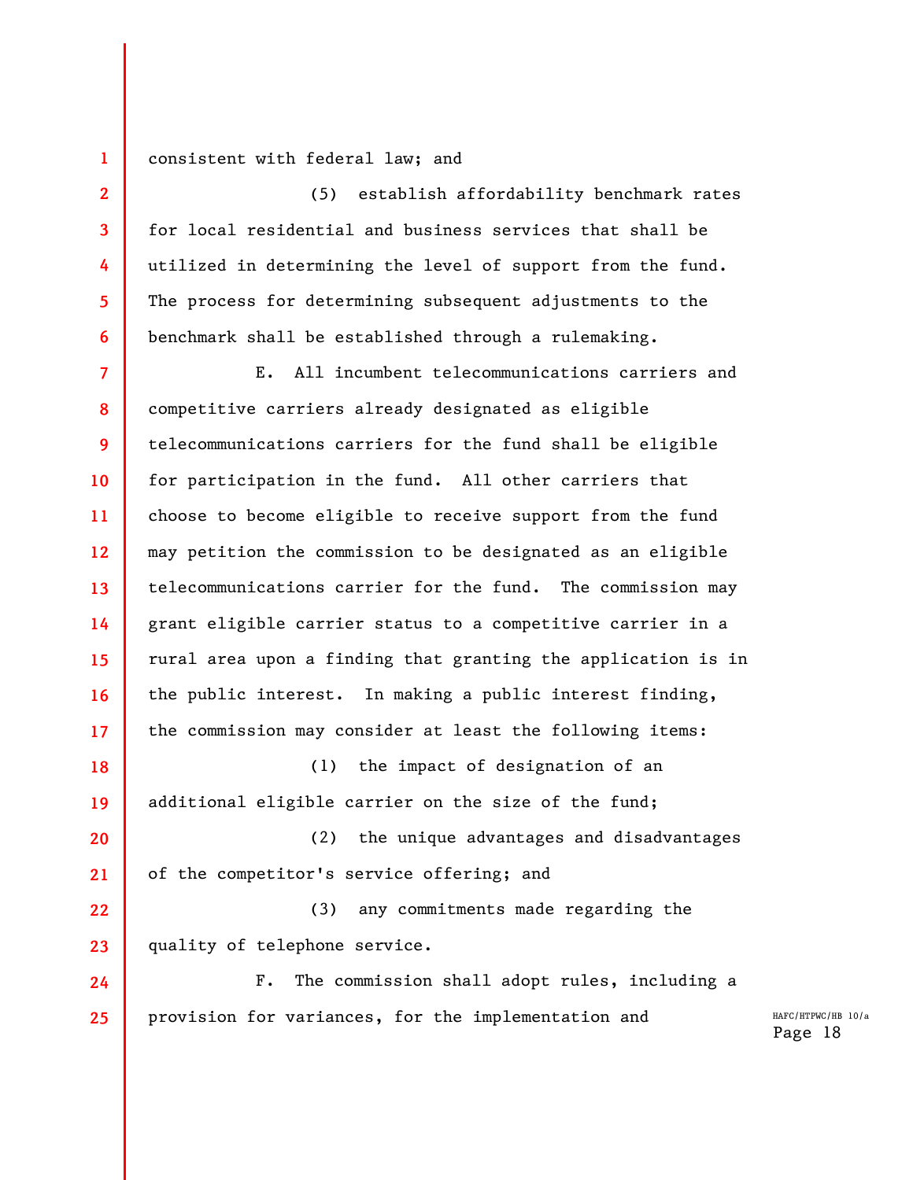consistent with federal law; and

(5) establish affordability benchmark rates for local residential and business services that shall be utilized in determining the level of support from the fund. The process for determining subsequent adjustments to the benchmark shall be established through a rulemaking.

E. All incumbent telecommunications carriers and competitive carriers already designated as eligible telecommunications carriers for the fund shall be eligible for participation in the fund. All other carriers that choose to become eligible to receive support from the fund may petition the commission to be designated as an eligible telecommunications carrier for the fund. The commission may grant eligible carrier status to a competitive carrier in a rural area upon a finding that granting the application is in the public interest. In making a public interest finding, the commission may consider at least the following items:

(1) the impact of designation of an additional eligible carrier on the size of the fund;

(2) the unique advantages and disadvantages of the competitor's service offering; and

(3) any commitments made regarding the quality of telephone service.

F. The commission shall adopt rules, including a provision for variances, for the implementation and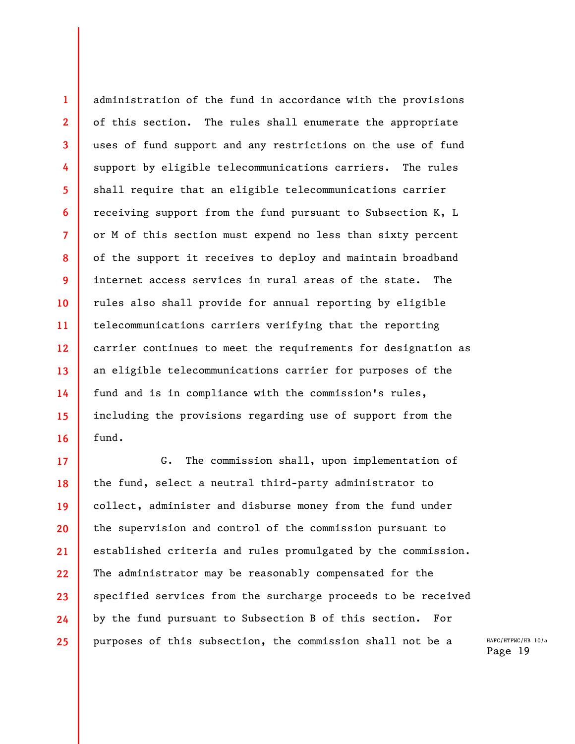administration of the fund in accordance with the provisions of this section. The rules shall enumerate the appropriate uses of fund support and any restrictions on the use of fund support by eligible telecommunications carriers. The rules shall require that an eligible telecommunications carrier receiving support from the fund pursuant to Subsection K, L or M of this section must expend no less than sixty percent of the support it receives to deploy and maintain broadband internet access services in rural areas of the state. The rules also shall provide for annual reporting by eligible telecommunications carriers verifying that the reporting carrier continues to meet the requirements for designation as an eligible telecommunications carrier for purposes of the fund and is in compliance with the commission's rules, including the provisions regarding use of support from the fund.

G. The commission shall, upon implementation of the fund, select a neutral third-party administrator to collect, administer and disburse money from the fund under the supervision and control of the commission pursuant to established criteria and rules promulgated by the commission. The administrator may be reasonably compensated for the specified services from the surcharge proceeds to be received by the fund pursuant to Subsection B of this section. For purposes of this subsection, the commission shall not be a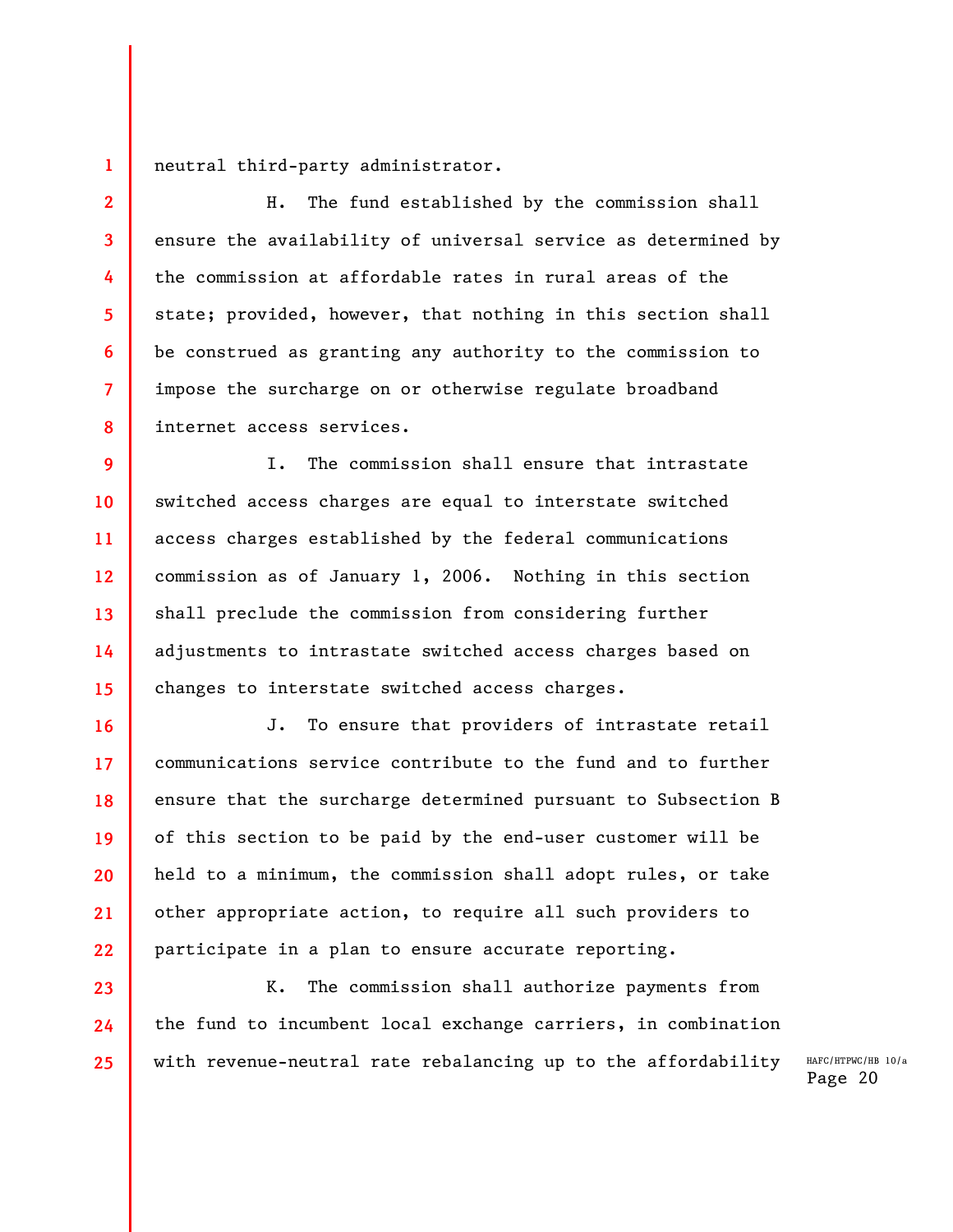neutral third-party administrator.

H. The fund established by the commission shall ensure the availability of universal service as determined by the commission at affordable rates in rural areas of the state; provided, however, that nothing in this section shall be construed as granting any authority to the commission to impose the surcharge on or otherwise regulate broadband internet access services.

I. The commission shall ensure that intrastate switched access charges are equal to interstate switched access charges established by the federal communications commission as of January 1, 2006. Nothing in this section shall preclude the commission from considering further adjustments to intrastate switched access charges based on changes to interstate switched access charges.

J. To ensure that providers of intrastate retail communications service contribute to the fund and to further ensure that the surcharge determined pursuant to Subsection B of this section to be paid by the end-user customer will be held to a minimum, the commission shall adopt rules, or take other appropriate action, to require all such providers to participate in a plan to ensure accurate reporting.

K. The commission shall authorize payments from the fund to incumbent local exchange carriers, in combination with revenue-neutral rate rebalancing up to the affordability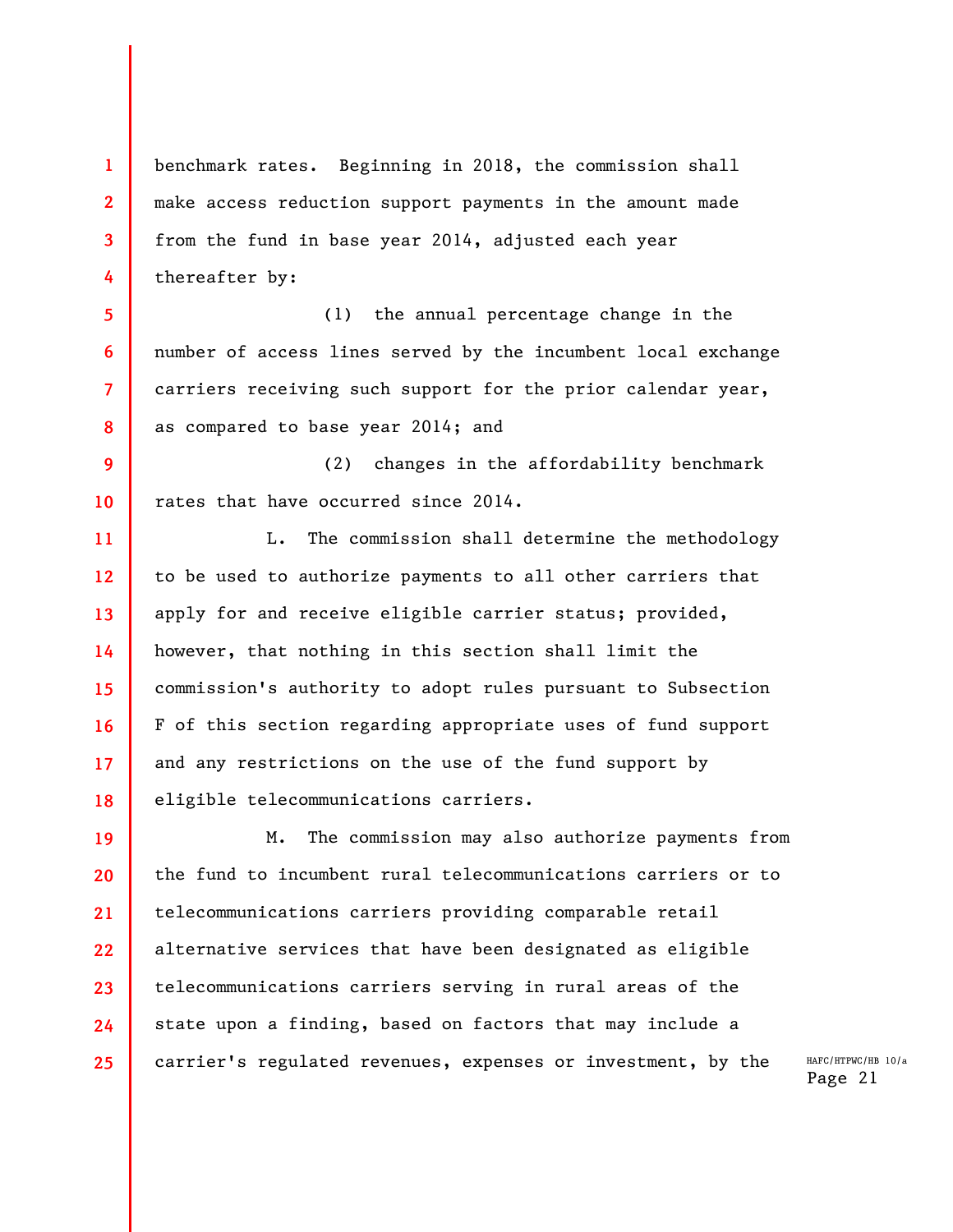benchmark rates. Beginning in 2018, the commission shall make access reduction support payments in the amount made from the fund in base year 2014, adjusted each year thereafter by:

(1) the annual percentage change in the number of access lines served by the incumbent local exchange carriers receiving such support for the prior calendar year, as compared to base year 2014; and

(2) changes in the affordability benchmark rates that have occurred since 2014.

L. The commission shall determine the methodology to be used to authorize payments to all other carriers that apply for and receive eligible carrier status; provided, however, that nothing in this section shall limit the commission's authority to adopt rules pursuant to Subsection F of this section regarding appropriate uses of fund support and any restrictions on the use of the fund support by eligible telecommunications carriers.

M. The commission may also authorize payments from the fund to incumbent rural telecommunications carriers or to telecommunications carriers providing comparable retail alternative services that have been designated as eligible telecommunications carriers serving in rural areas of the state upon a finding, based on factors that may include a carrier's regulated revenues, expenses or investment, by the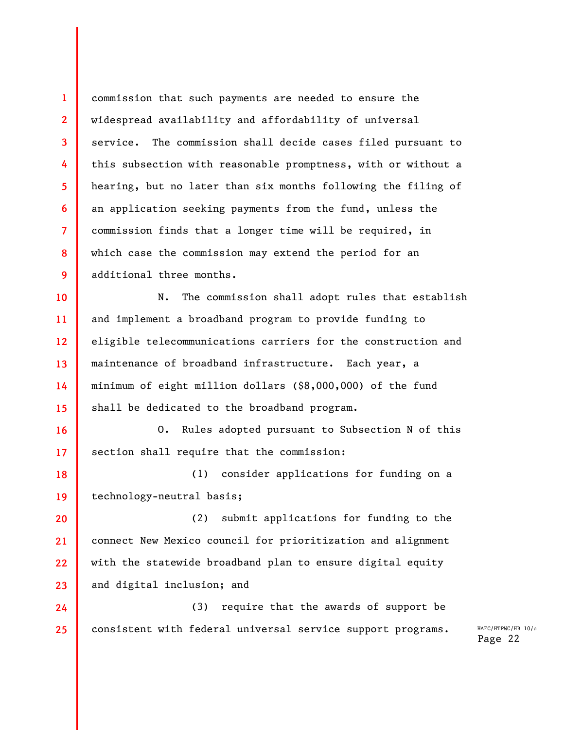commission that such payments are needed to ensure the widespread availability and affordability of universal service. The commission shall decide cases filed pursuant to this subsection with reasonable promptness, with or without a hearing, but no later than six months following the filing of an application seeking payments from the fund, unless the commission finds that a longer time will be required, in which case the commission may extend the period for an additional three months.

N. The commission shall adopt rules that establish and implement a broadband program to provide funding to eligible telecommunications carriers for the construction and maintenance of broadband infrastructure. Each year, a minimum of eight million dollars ($8,000,000) of the fund shall be dedicated to the broadband program.

O. Rules adopted pursuant to Subsection N of this section shall require that the commission:

(1) consider applications for funding on a technology-neutral basis;

(2) submit applications for funding to the connect New Mexico council for prioritization and alignment with the statewide broadband plan to ensure digital equity and digital inclusion; and

(3) require that the awards of support be consistent with federal universal service support programs.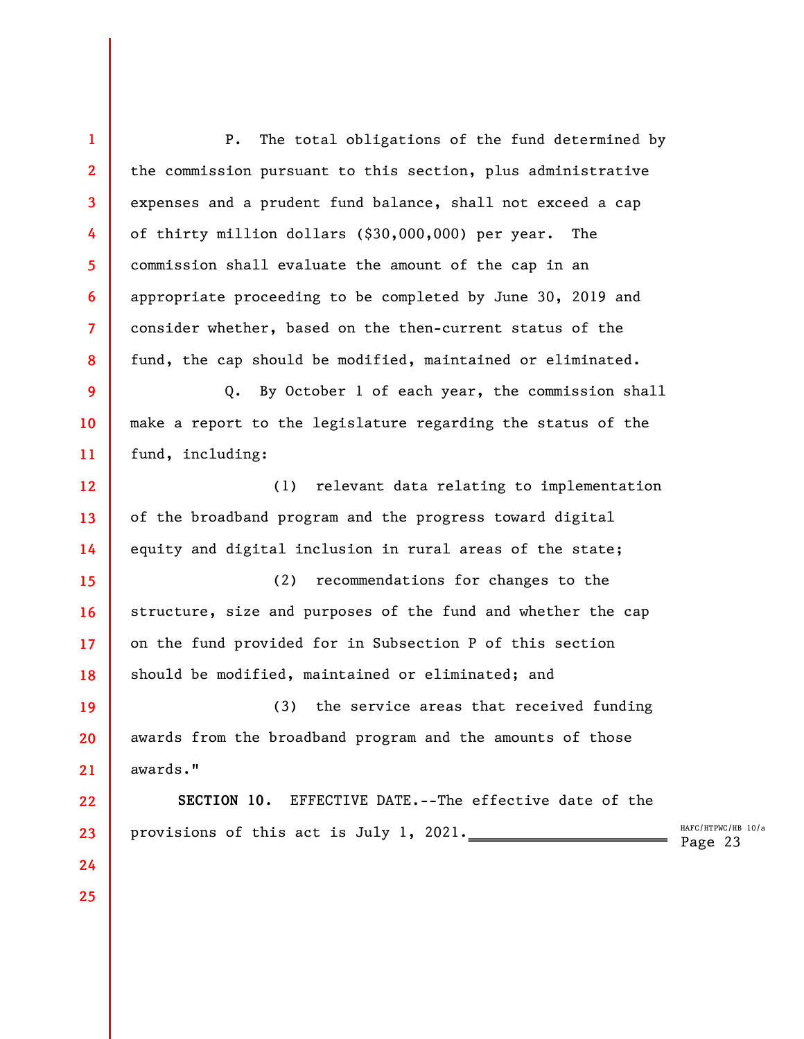P. The total obligations of the fund determined by the commission pursuant to this section, plus administrative expenses and a prudent fund balance, shall not exceed a cap of thirty million dollars ($30,000,000) per year. The commission shall evaluate the amount of the cap in an appropriate proceeding to be completed by June 30, 2019 and consider whether, based on the then-current status of the fund, the cap should be modified, maintained or eliminated.

Q. By October 1 of each year, the commission shall make a report to the legislature regarding the status of the fund, including:

(1) relevant data relating to implementation of the broadband program and the progress toward digital equity and digital inclusion in rural areas of the state;

(2) recommendations for changes to the structure, size and purposes of the fund and whether the cap on the fund provided for in Subsection P of this section should be modified, maintained or eliminated; and

(3) the service areas that received funding awards from the broadband program and the amounts of those awards."

**SECTION 10.** EFFECTIVE DATE.--The effective date of the provisions of this act is July 1, 2021.

HAFC/HTPWC/HB 10/a